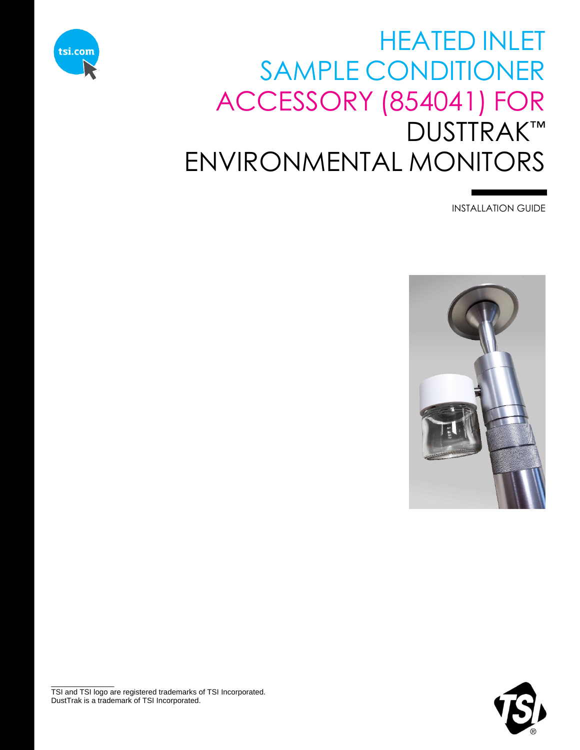# HEATED INLET SAMPLE CONDITIONER ACCESSORY (854041) FOR DUSTTRAK™ ENVIRONMENTAL MONITORS

INSTALLATION GUIDE

TSI and TSI logo are registered trademarks of TSI Incorporated.
DustTrak is a trademark of TSI Incorporated.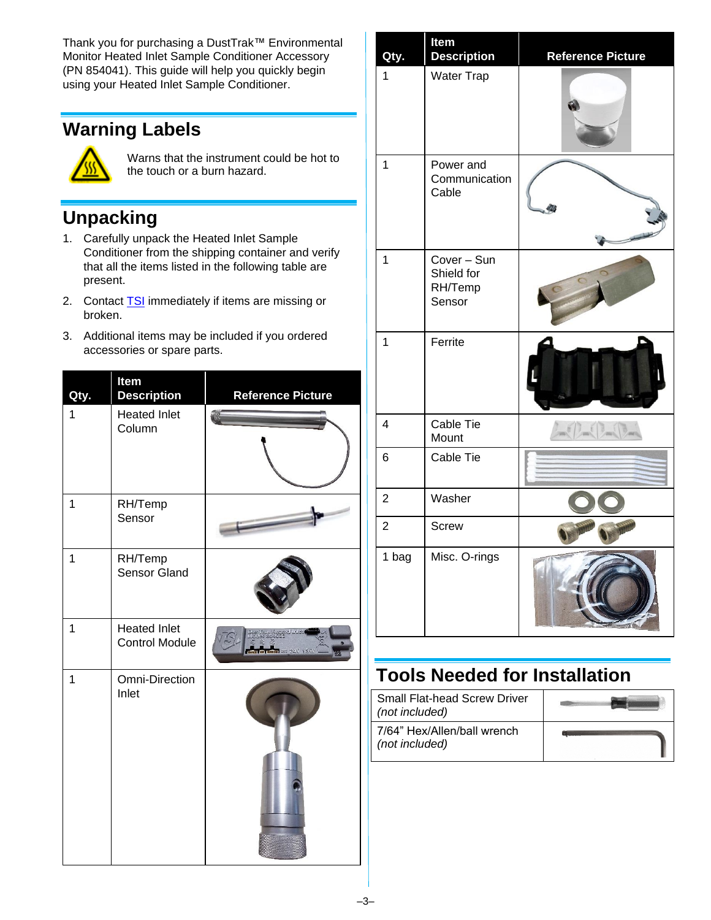Thank you for purchasing a DustTrak™ Environmental Monitor Heated Inlet Sample Conditioner Accessory (PN 854041). This guide will help you quickly begin using your Heated Inlet Sample Conditioner.

## Warning Labels

Warns that the instrument could be hot to the touch or a burn hazard.

## Unpacking

1. Carefully unpack the Heated Inlet Sample Conditioner from the shipping container and verify that all the items listed in the following table are present.
2. Contact TSI immediately if items are missing or broken.
3. Additional items may be included if you ordered accessories or spare parts.

| Qty. | Item Description | Reference Picture |
|---|---|---|
| 1 | Heated Inlet Column | |
| 1 | RH/Temp Sensor | |
| 1 | RH/Temp Sensor Gland | |
| 1 | Heated Inlet Control Module | |
| 1 | Omni-Direction Inlet | |
| 1 | Water Trap | |
| 1 | Power and Communication Cable | |
| 1 | Cover – Sun Shield for RH/Temp Sensor | |
| 1 | Ferrite | |
| 4 | Cable Tie Mount | |
| 6 | Cable Tie | |
| 2 | Washer | |
| 2 | Screw | |
| 1 bag | Misc. O-rings | |

## Tools Needed for Installation

| | |
|---|---|
| Small Flat-head Screw Driver *(not included)* | |
| 7/64" Hex/Allen/ball wrench *(not included)* | |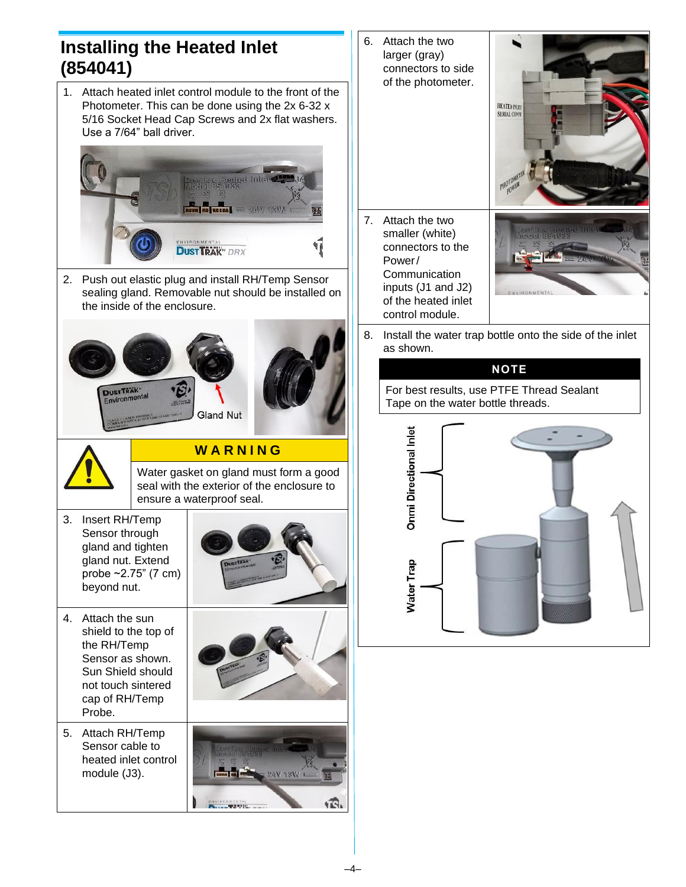## Installing the Heated Inlet (854041)

1. Attach heated inlet control module to the front of the Photometer. This can be done using the 2x 6-32 x 5/16 Socket Head Cap Screws and 2x flat washers. Use a 7/64" ball driver.

2. Push out elastic plug and install RH/Temp Sensor sealing gland. Removable nut should be installed on the inside of the enclosure.

| WARNING |
|---|
| Water gasket on gland must form a good seal with the exterior of the enclosure to ensure a waterproof seal. |

3. Insert RH/Temp Sensor through gland and tighten gland nut. Extend probe ~2.75" (7 cm) beyond nut.

4. Attach the sun shield to the top of the RH/Temp Sensor as shown. Sun Shield should not touch sintered cap of RH/Temp Probe.

5. Attach RH/Temp Sensor cable to heated inlet control module (J3).

6. Attach the two larger (gray) connectors to side of the photometer.

7. Attach the two smaller (white) connectors to the Power/ Communication inputs (J1 and J2) of the heated inlet control module.

8. Install the water trap bottle onto the side of the inlet as shown.

| NOTE |
|---|
| For best results, use PTFE Thread Sealant Tape on the water bottle threads. |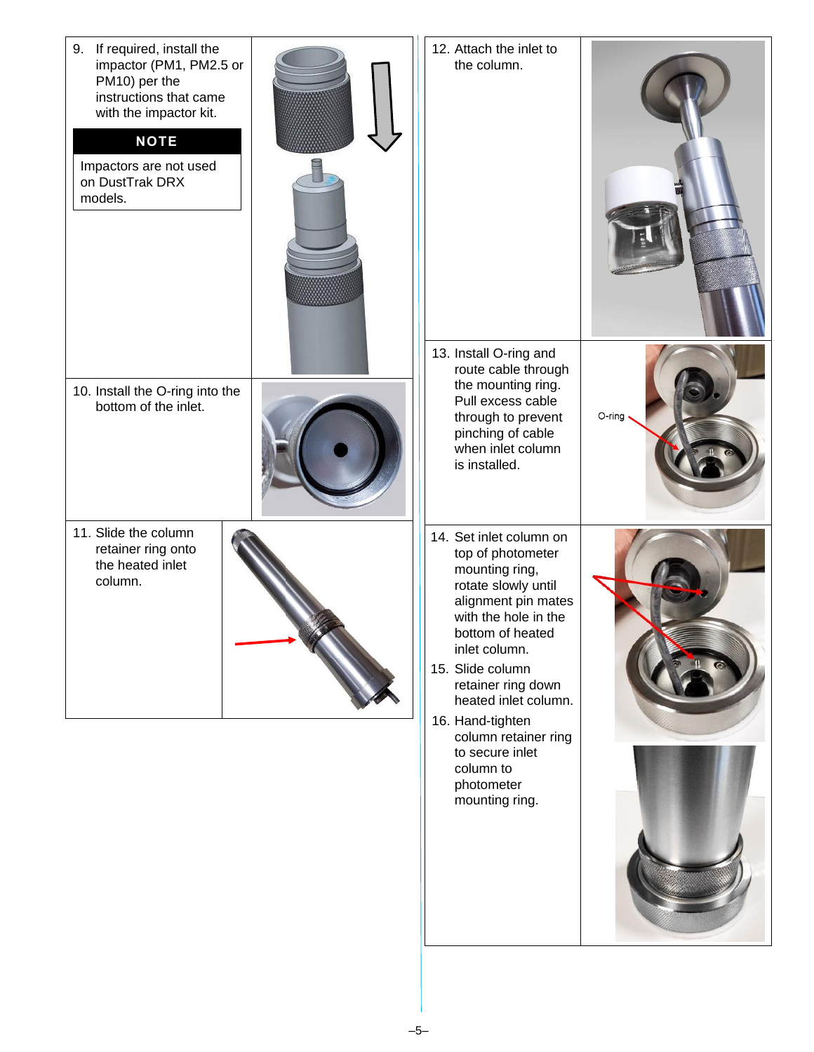9. If required, install the impactor (PM1, PM2.5 or PM10) per the instructions that came with the impactor kit.

**NOTE**

Impactors are not used on DustTrak DRX models.

10. Install the O-ring into the bottom of the inlet.

11. Slide the column retainer ring onto the heated inlet column.

12. Attach the inlet to the column.

13. Install O-ring and route cable through the mounting ring. Pull excess cable through to prevent pinching of cable when inlet column is installed.

O-ring

14. Set inlet column on top of photometer mounting ring, rotate slowly until alignment pin mates with the hole in the bottom of heated inlet column.

15. Slide column retainer ring down heated inlet column.

16. Hand-tighten column retainer ring to secure inlet column to photometer mounting ring.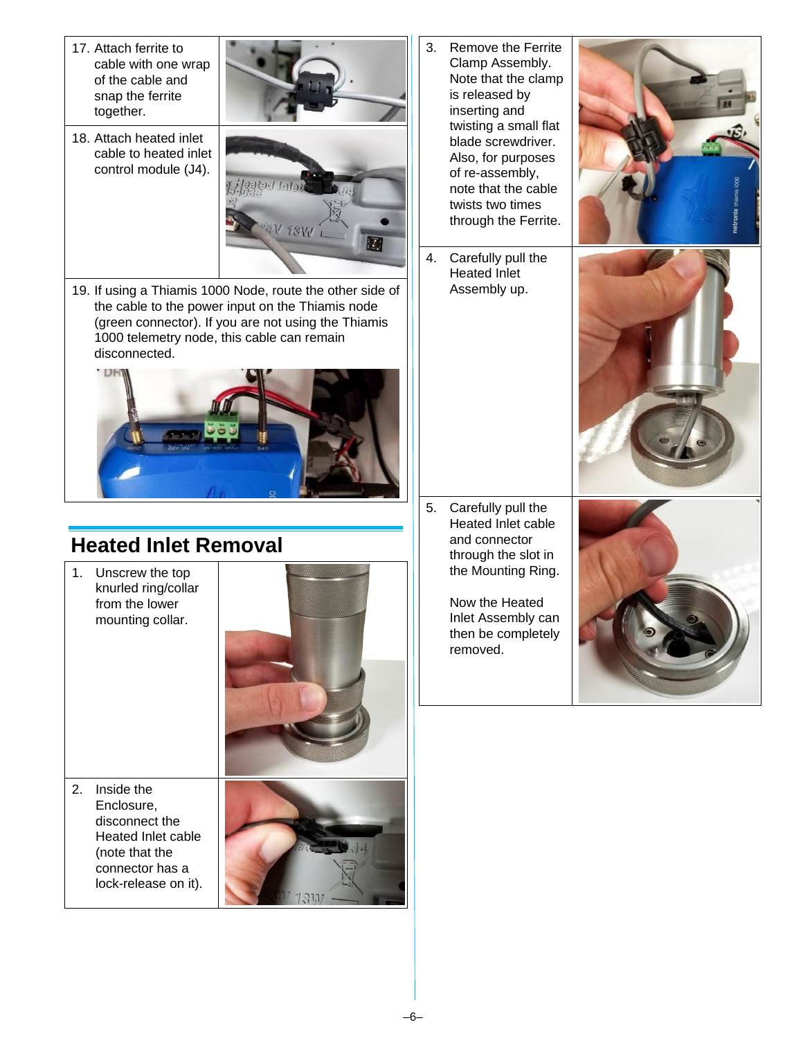17. Attach ferrite to cable with one wrap of the cable and snap the ferrite together.

18. Attach heated inlet cable to heated inlet control module (J4).

19. If using a Thiamis 1000 Node, route the other side of the cable to the power input on the Thiamis node (green connector). If you are not using the Thiamis 1000 telemetry node, this cable can remain disconnected.

## Heated Inlet Removal

1. Unscrew the top knurled ring/collar from the lower mounting collar.

2. Inside the Enclosure, disconnect the Heated Inlet cable (note that the connector has a lock-release on it).

3. Remove the Ferrite Clamp Assembly. Note that the clamp is released by inserting and twisting a small flat blade screwdriver. Also, for purposes of re-assembly, note that the cable twists two times through the Ferrite.

4. Carefully pull the Heated Inlet Assembly up.

5. Carefully pull the Heated Inlet cable and connector through the slot in the Mounting Ring.

   Now the Heated Inlet Assembly can then be completely removed.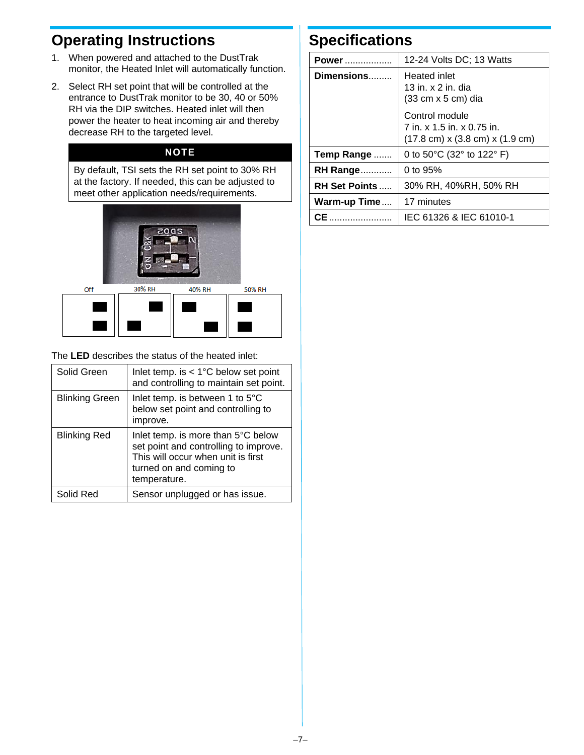## Operating Instructions

1. When powered and attached to the DustTrak monitor, the Heated Inlet will automatically function.
2. Select RH set point that will be controlled at the entrance to DustTrak monitor to be 30, 40 or 50% RH via the DIP switches. Heated inlet will then power the heater to heat incoming air and thereby decrease RH to the targeted level.

**NOTE**

By default, TSI sets the RH set point to 30% RH at the factory. If needed, this can be adjusted to meet other application needs/requirements.

Off    30% RH    40% RH    50% RH

The **LED** describes the status of the heated inlet:

| | |
|---|---|
| Solid Green | Inlet temp. is < 1°C below set point and controlling to maintain set point. |
| Blinking Green | Inlet temp. is between 1 to 5°C below set point and controlling to improve. |
| Blinking Red | Inlet temp. is more than 5°C below set point and controlling to improve. This will occur when unit is first turned on and coming to temperature. |
| Solid Red | Sensor unplugged or has issue. |

## Specifications

| | |
|---|---|
| **Power** .................. | 12-24 Volts DC; 13 Watts |
| **Dimensions**......... | Heated inlet<br>13 in. x 2 in. dia<br>(33 cm x 5 cm) dia<br><br>Control module<br>7 in. x 1.5 in. x 0.75 in.<br>(17.8 cm) x (3.8 cm) x (1.9 cm) |
| **Temp Range** ....... | 0 to 50°C (32° to 122° F) |
| **RH Range**............ | 0 to 95% |
| **RH Set Points** ..... | 30% RH, 40%RH, 50% RH |
| **Warm-up Time**.... | 17 minutes |
| **CE**........................ | IEC 61326 & IEC 61010-1 |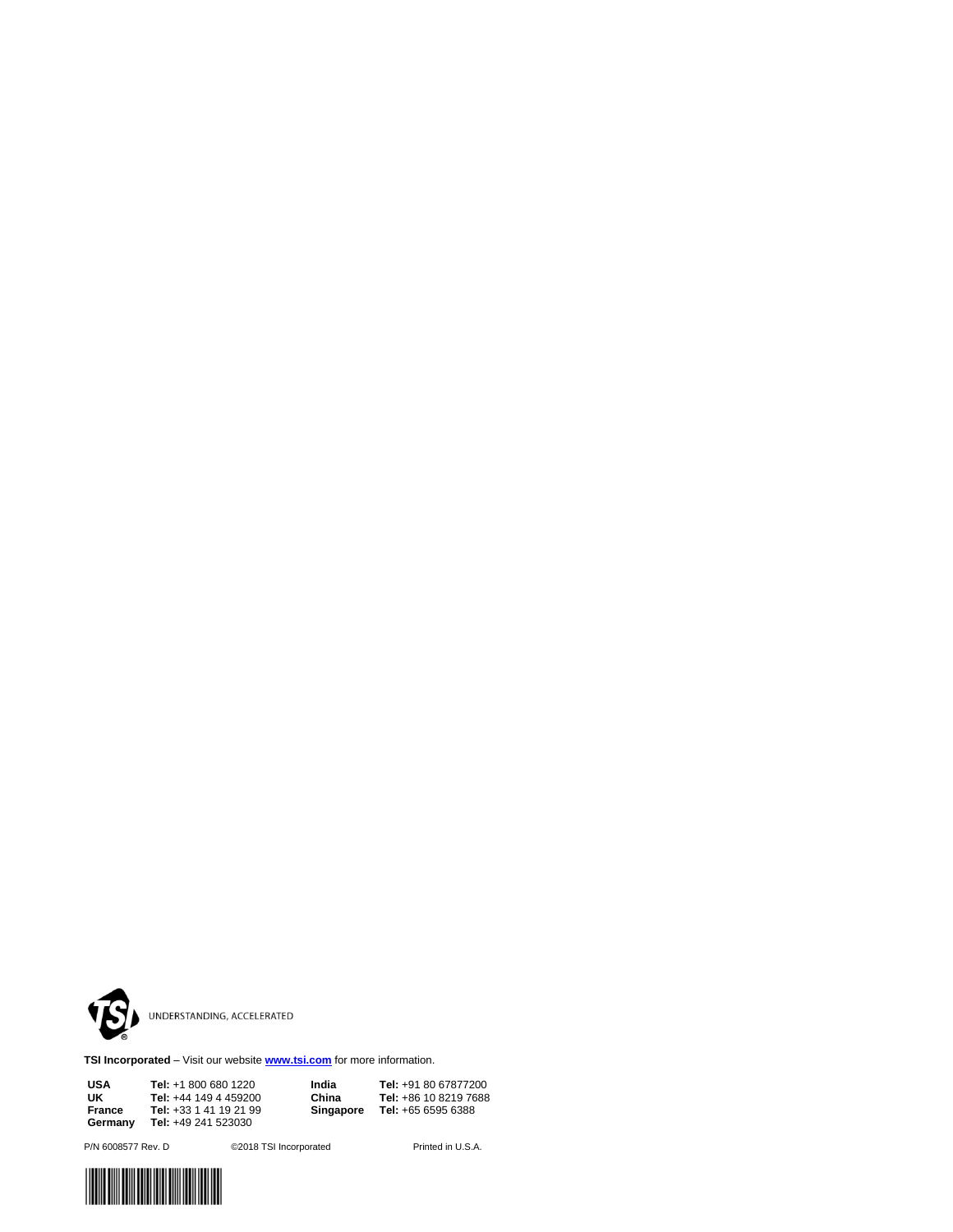UNDERSTANDING, ACCELERATED

**TSI Incorporated** – Visit our website **www.tsi.com** for more information.

| | | | |
|---|---|---|---|
| **USA** | **Tel:** +1 800 680 1220 | **India** | **Tel:** +91 80 67877200 |
| **UK** | **Tel:** +44 149 4 459200 | **China** | **Tel:** +86 10 8219 7688 |
| **France** | **Tel:** +33 1 41 19 21 99 | **Singapore** | **Tel:** +65 6595 6388 |
| **Germany** | **Tel:** +49 241 523030 | | |

P/N 6008577 Rev. D ©2018 TSI Incorporated Printed in U.S.A.